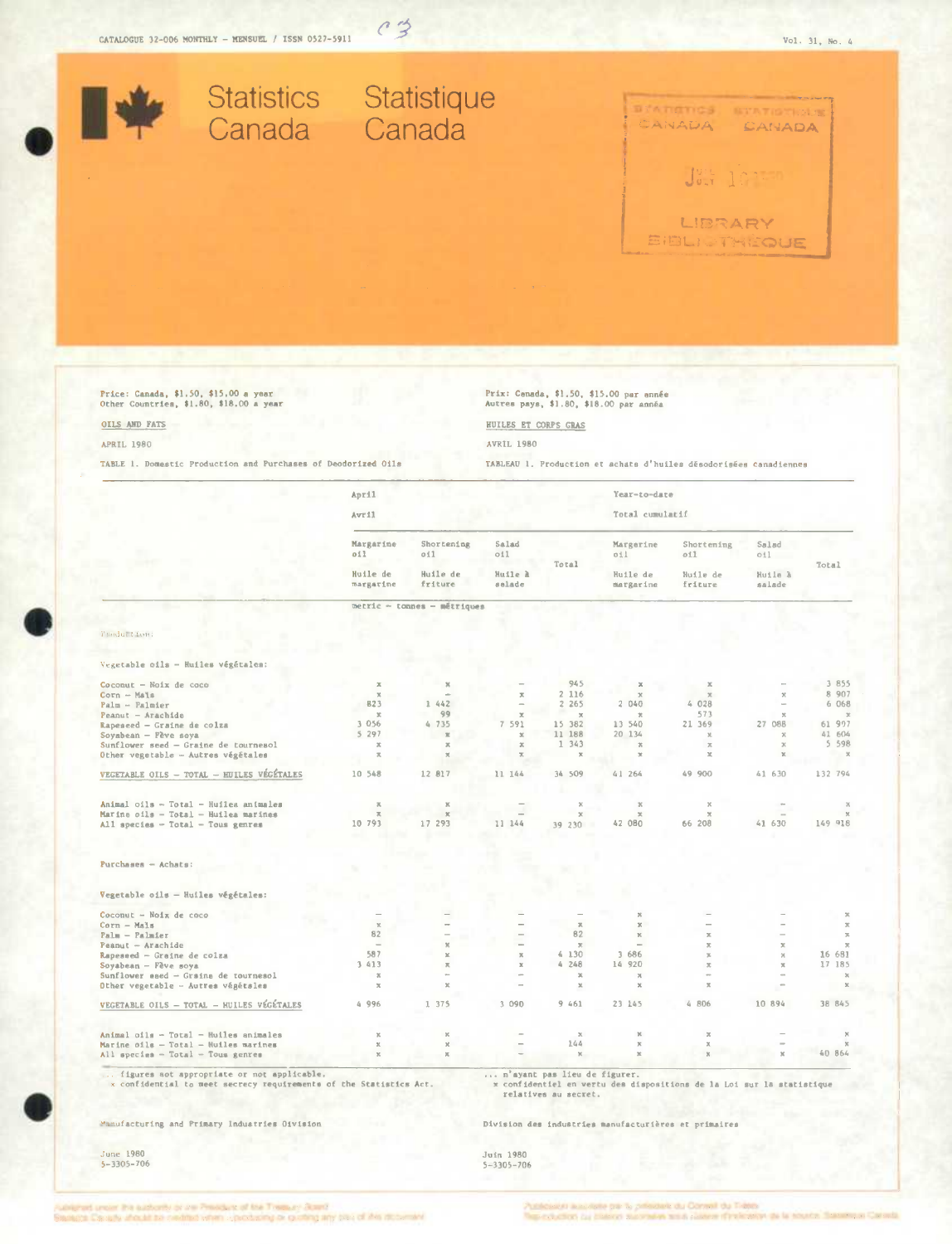CATALOGUE 32-006 MONTHLY – MENSUEL / ISSN 0527-5911

Vol. 31, No. 4

# Statistics Canada / Statistique Canada

Price: Canada, $1.50, $15.00 a year
Other Countries, $1.80, $18.00 a year

Prix: Canada, $1.50, $15.00 par année
Autres pays, $1.80, $18.00 par année

## OILS AND FATS / HUILES ET CORPS GRAS

APRIL 1980 / AVRIL 1980

TABLE 1. Domestic Production and Purchases of Deodorized Oils

TABLEAU 1. Production et achats d'huiles désodorisées canadiennes

| | April – Avril | | | | Year-to-date – Total cumulatif | | | |
|---|---|---|---|---|---|---|---|---|
| | Margarine oil – Huile de margarine | Shortening oil – Huile de friture | Salad oil – Huile à salade | Total | Margarine oil – Huile de margarine | Shortening oil – Huile de friture | Salad oil – Huile à salade | Total |
| | metric – tonnes – métriques | | | | | | | |
| **Production:** | | | | | | | | |
| Vegetable oils – Huiles végétales: | | | | | | | | |
| Coconut – Noix de coco | x | x | – | 945 | x | x | – | 3 855 |
| Corn – Maïs | x | – | x | 2 116 | x | x | x | 8 907 |
| Palm – Palmier | 823 | 1 442 | – | 2 265 | 2 040 | 4 028 | – | 6 068 |
| Peanut – Arachide | x | 99 | x | x | x | 573 | x | x |
| Rapeseed – Graine de colza | 3 056 | 4 735 | 7 591 | 15 382 | 13 540 | 21 369 | 27 088 | 61 997 |
| Soybean – Fève soya | 5 297 | x | x | 11 188 | 20 134 | x | x | 41 604 |
| Sunflower seed – Graine de tournesol | x | x | x | 1 343 | x | x | x | 5 598 |
| Other vegetable – Autres végétales | x | x | x | x | x | x | x | x |
| VEGETABLE OILS – TOTAL – HUILES VÉGÉTALES | 10 548 | 12 817 | 11 144 | 34 509 | 41 264 | 49 900 | 41 630 | 132 794 |
| Animal oils – Total – Huiles animales | x | x | – | x | x | x | – | x |
| Marine oils – Total – Huiles marines | x | x | – | x | x | x | – | x |
| All species – Total – Tous genres | 10 793 | 17 293 | 11 144 | 39 230 | 42 080 | 66 208 | 41 630 | 149 918 |
| **Purchases – Achats:** | | | | | | | | |
| Vegetable oils – Huiles végétales: | | | | | | | | |
| Coconut – Noix de coco | – | – | – | – | x | – | – | x |
| Corn – Maïs | x | – | – | x | x | – | – | x |
| Palm – Palmier | 82 | – | – | 82 | x | x | – | x |
| Peanut – Arachide | – | x | – | x | – | x | x | x |
| Rapeseed – Graine de colza | 587 | x | x | 4 130 | 3 686 | x | x | 16 681 |
| Soybean – Fève soya | 3 413 | x | x | 4 248 | 14 920 | x | x | 17 185 |
| Sunflower seed – Graine de tournesol | x | – | – | x | x | – | – | x |
| Other vegetable – Autres végétales | x | x | – | x | x | x | – | x |
| VEGETABLE OILS – TOTAL – HUILES VÉGÉTALES | 4 996 | 1 375 | 3 090 | 9 461 | 23 145 | 4 806 | 10 894 | 38 845 |
| Animal oils – Total – Huiles animales | x | x | – | x | x | x | – | x |
| Marine oils – Total – Huiles marines | x | x | – | 144 | x | x | – | x |
| All species – Total – Tous genres | x | x | – | x | x | x | x | 40 864 |

... figures not appropriate or not applicable.
x confidential to meet secrecy requirements of the Statistics Act.

... n'ayant pas lieu de figurer.
x confidentiel en vertu des dispositions de la Loi sur la statistique relatives au secret.

Manufacturing and Primary Industries Division

Division des industries manufacturières et primaires

June 1980
5-3305-706

Juin 1980
5-3305-706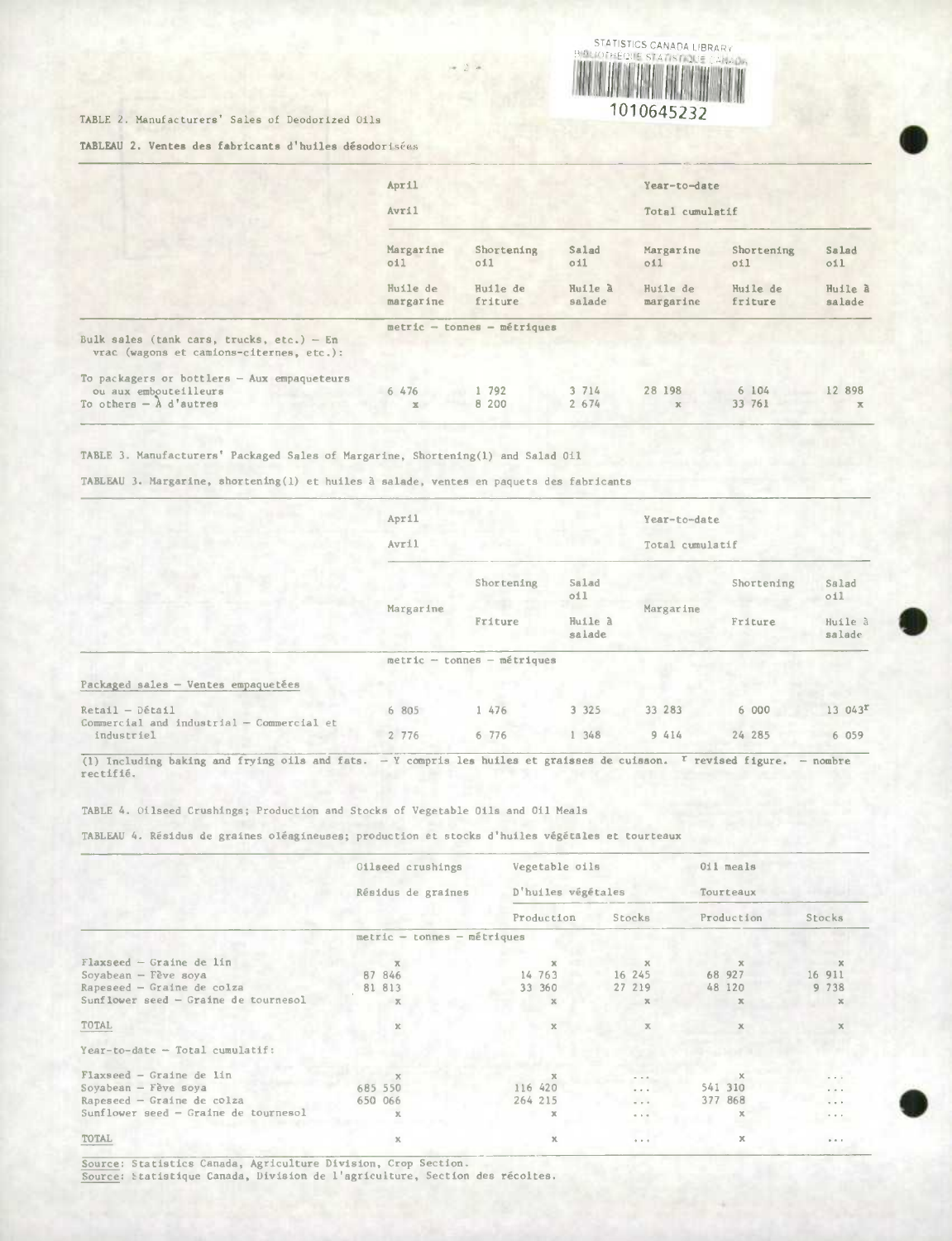TABLE 2. Manufacturers' Sales of Deodorized Oils

TABLEAU 2. Ventes des fabricants d'huiles désodorisées

| | April / Avril | | | Year-to-date / Total cumulatif | | |
|---|---|---|---|---|---|---|
| | Margarine oil / Huile de margarine | Shortening oil / Huile de friture | Salad oil / Huile à salade | Margarine oil / Huile de margarine | Shortening oil / Huile de friture | Salad oil / Huile à salade |
| | metric – tonnes – métriques | | | | | |
| Bulk sales (tank cars, trucks, etc.) – En vrac (wagons et camions-citernes, etc.): | | | | | | |
| To packagers or bottlers – Aux empaqueteurs ou aux embouteilleurs | 6 476 | 1 792 | 3 714 | 28 198 | 6 104 | 12 898 |
| To others – À d'autres | x | 8 200 | 2 674 | x | 33 761 | x |

TABLE 3. Manufacturers' Packaged Sales of Margarine, Shortening(1) and Salad Oil

TABLEAU 3. Margarine, shortening(1) et huiles à salade, ventes en paquets des fabricants

| | April / Avril | | | Year-to-date / Total cumulatif | | |
|---|---|---|---|---|---|---|
| | Margarine | Shortening / Friture | Salad oil / Huile à salade | Margarine | Shortening / Friture | Salad oil / Huile à salade |
| | metric – tonnes – métriques | | | | | |
| Packaged sales – Ventes empaquetées | | | | | | |
| Retail – Détail | 6 805 | 1 476 | 3 325 | 33 283 | 6 000 | 13 043[r] |
| Commercial and industrial – Commercial et industriel | 2 776 | 6 776 | 1 348 | 9 414 | 24 285 | 6 059 |

(1) Including baking and frying oils and fats. – Y compris les huiles et graisses de cuisson. [r] revised figure. – nombre rectifié.

TABLE 4. Oilseed Crushings; Production and Stocks of Vegetable Oils and Oil Meals

TABLEAU 4. Résidus de graines oléagineuses; production et stocks d'huiles végétales et tourteaux

| | Oilseed crushings / Résidus de graines | Vegetable oils / D'huiles végétales | | Oil meals / Tourteaux | |
|---|---|---|---|---|---|
| | | Production | Stocks | Production | Stocks |
| | metric – tonnes – métriques | | | | |
| Flaxseed – Graine de lin | x | x | x | x | x |
| Soyabean – Fève soya | 87 846 | 14 763 | 16 245 | 68 927 | 16 911 |
| Rapeseed – Graine de colza | 81 813 | 33 360 | 27 219 | 48 120 | 9 738 |
| Sunflower seed – Graine de tournesol | x | x | x | x | x |
| TOTAL | x | x | x | x | x |
| Year-to-date – Total cumulatif: | | | | | |
| Flaxseed – Graine de lin | x | x | ... | x | ... |
| Soyabean – Fève soya | 685 550 | 116 420 | ... | 541 310 | ... |
| Rapeseed – Graine de colza | 650 066 | 264 215 | ... | 377 868 | ... |
| Sunflower seed – Graine de tournesol | x | x | ... | x | ... |
| TOTAL | x | x | ... | x | ... |

Source: Statistics Canada, Agriculture Division, Crop Section.
Source: Statistique Canada, Division de l'agriculture, Section des récoltes.